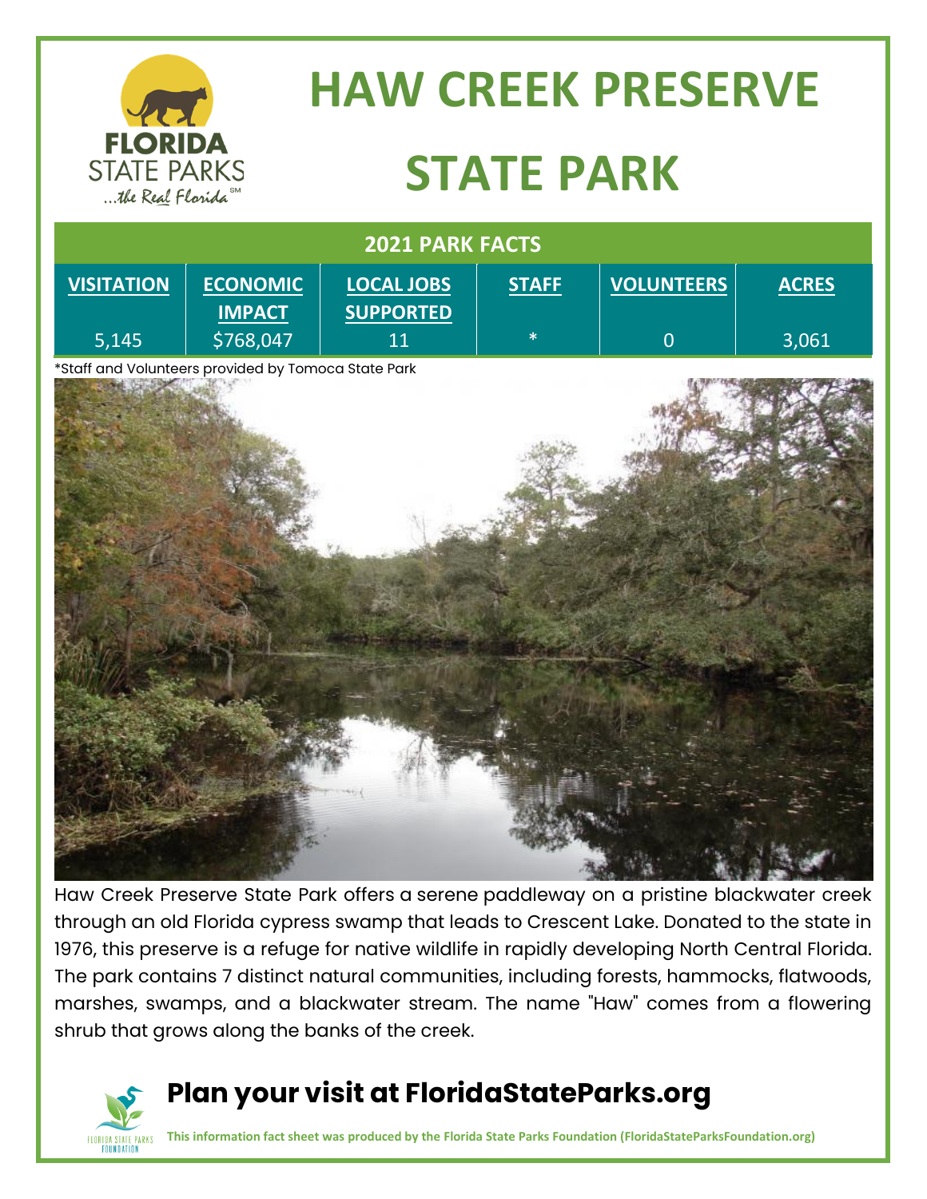# HAW CREEK PRESERVE STATE PARK

## 2021 PARK FACTS

| VISITATION | ECONOMIC IMPACT | LOCAL JOBS SUPPORTED | STAFF | VOLUNTEERS | ACRES |
|---|---|---|---|---|---|
| 5,145 | $768,047 | 11 | * | 0 | 3,061 |

*Staff and Volunteers provided by Tomoca State Park

Haw Creek Preserve State Park offers a serene paddleway on a pristine blackwater creek through an old Florida cypress swamp that leads to Crescent Lake. Donated to the state in 1976, this preserve is a refuge for native wildlife in rapidly developing North Central Florida. The park contains 7 distinct natural communities, including forests, hammocks, flatwoods, marshes, swamps, and a blackwater stream. The name "Haw" comes from a flowering shrub that grows along the banks of the creek.

## Plan your visit at FloridaStateParks.org

**This information fact sheet was produced by the Florida State Parks Foundation (FloridaStateParksFoundation.org)**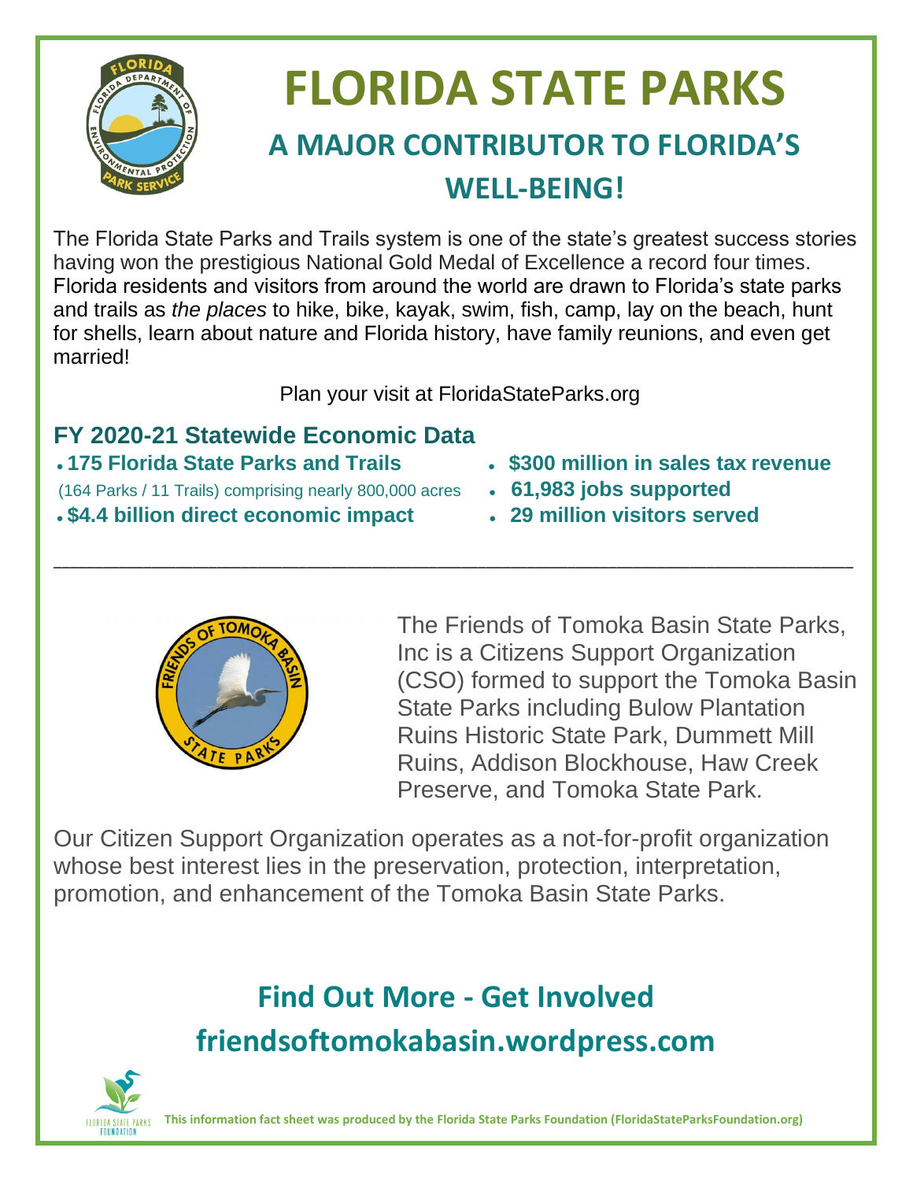# FLORIDA STATE PARKS

## A MAJOR CONTRIBUTOR TO FLORIDA'S WELL-BEING!

The Florida State Parks and Trails system is one of the state's greatest success stories having won the prestigious National Gold Medal of Excellence a record four times. Florida residents and visitors from around the world are drawn to Florida's state parks and trails as *the places* to hike, bike, kayak, swim, fish, camp, lay on the beach, hunt for shells, learn about nature and Florida history, have family reunions, and even get married!

Plan your visit at FloridaStateParks.org

### FY 2020-21 Statewide Economic Data

- **175 Florida State Parks and Trails**
  (164 Parks / 11 Trails) comprising nearly 800,000 acres
- **$4.4 billion direct economic impact**
- **$300 million in sales tax revenue**
- **61,983 jobs supported**
- **29 million visitors served**

---

The Friends of Tomoka Basin State Parks, Inc is a Citizens Support Organization (CSO) formed to support the Tomoka Basin State Parks including Bulow Plantation Ruins Historic State Park, Dummett Mill Ruins, Addison Blockhouse, Haw Creek Preserve, and Tomoka State Park.

Our Citizen Support Organization operates as a not-for-profit organization whose best interest lies in the preservation, protection, interpretation, promotion, and enhancement of the Tomoka Basin State Parks.

## Find Out More - Get Involved

## friendsoftomokabasin.wordpress.com

**This information fact sheet was produced by the Florida State Parks Foundation (FloridaStateParksFoundation.org)**